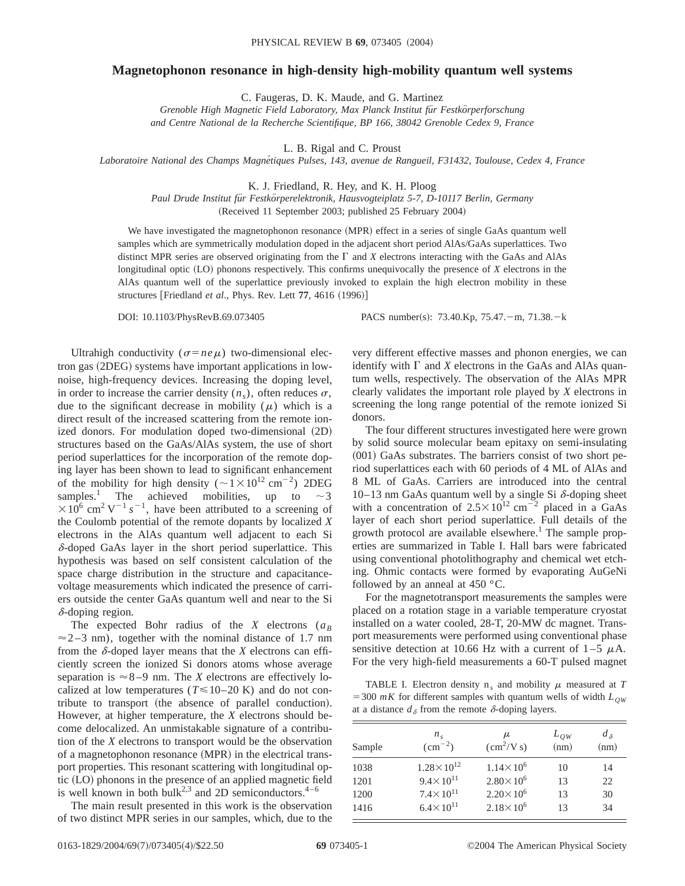# Magnetophonon resonance in high-density high-mobility quantum well systems

C. Faugeras, D. K. Maude, and G. Martinez

*Grenoble High Magnetic Field Laboratory, Max Planck Institut für Festkörperforschung and Centre National de la Recherche Scientifique, BP 166, 38042 Grenoble Cedex 9, France*

L. B. Rigal and C. Proust

*Laboratoire National des Champs Magnétiques Pulses, 143, avenue de Rangueil, F31432, Toulouse, Cedex 4, France*

K. J. Friedland, R. Hey, and K. H. Ploog

*Paul Drude Institut für Festkörperelektronik, Hausvogteiplatz 5-7, D-10117 Berlin, Germany*

(Received 11 September 2003; published 25 February 2004)

We have investigated the magnetophonon resonance (MPR) effect in a series of single GaAs quantum well samples which are symmetrically modulation doped in the adjacent short period AlAs/GaAs superlattices. Two distinct MPR series are observed originating from the Γ and *X* electrons interacting with the GaAs and AlAs longitudinal optic (LO) phonons respectively. This confirms unequivocally the presence of *X* electrons in the AlAs quantum well of the superlattice previously invoked to explain the high electron mobility in these structures [Friedland *et al*., Phys. Rev. Lett **77**, 4616 (1996)]

DOI: 10.1103/PhysRevB.69.073405 PACS number(s): 73.40.Kp, 75.47.−m, 71.38.−k

Ultrahigh conductivity ($\sigma = ne\mu$) two-dimensional electron gas (2DEG) systems have important applications in low-noise, high-frequency devices. Increasing the doping level, in order to increase the carrier density ($n_s$), often reduces $\sigma$, due to the significant decrease in mobility ($\mu$) which is a direct result of the increased scattering from the remote ionized donors. For modulation doped two-dimensional (2D) structures based on the GaAs/AlAs system, the use of short period superlattices for the incorporation of the remote doping layer has been shown to lead to significant enhancement of the mobility for high density ($\sim 1\times10^{12}$ cm$^{-2}$) 2DEG samples.[1] The achieved mobilities, up to $\sim 3\times10^{6}$ cm$^2$ V$^{-1}$ $s^{-1}$, have been attributed to a screening of the Coulomb potential of the remote dopants by localized *X* electrons in the AlAs quantum well adjacent to each Si $\delta$-doped GaAs layer in the short period superlattice. This hypothesis was based on self consistent calculation of the space charge distribution in the structure and capacitance-voltage measurements which indicated the presence of carriers outside the center GaAs quantum well and near to the Si $\delta$-doping region.

The expected Bohr radius of the *X* electrons ($a_B \approx 2$–3 nm), together with the nominal distance of 1.7 nm from the $\delta$-doped layer means that the *X* electrons can efficiently screen the ionized Si donors atoms whose average separation is $\approx 8$–9 nm. The *X* electrons are effectively localized at low temperatures ($T \leqslant 10$–20 K) and do not contribute to transport (the absence of parallel conduction). However, at higher temperature, the *X* electrons should become delocalized. An unmistakable signature of a contribution of the *X* electrons to transport would be the observation of a magnetophonon resonance (MPR) in the electrical transport properties. This resonant scattering with longitudinal optic (LO) phonons in the presence of an applied magnetic field is well known in both bulk[2,3] and 2D semiconductors.[4–6]

The main result presented in this work is the observation of two distinct MPR series in our samples, which, due to the very different effective masses and phonon energies, we can identify with Γ and *X* electrons in the GaAs and AlAs quantum wells, respectively. The observation of the AlAs MPR clearly validates the important role played by *X* electrons in screening the long range potential of the remote ionized Si donors.

The four different structures investigated here were grown by solid source molecular beam epitaxy on semi-insulating (001) GaAs substrates. The barriers consist of two short period superlattices each with 60 periods of 4 ML of AlAs and 8 ML of GaAs. Carriers are introduced into the central 10–13 nm GaAs quantum well by a single Si $\delta$-doping sheet with a concentration of $2.5\times10^{12}$ cm$^{-2}$ placed in a GaAs layer of each short period superlattice. Full details of the growth protocol are available elsewhere.[1] The sample properties are summarized in Table I. Hall bars were fabricated using conventional photolithography and chemical wet etching. Ohmic contacts were formed by evaporating AuGeNi followed by an anneal at 450 °C.

For the magnetotransport measurements the samples were placed on a rotation stage in a variable temperature cryostat installed on a water cooled, 28-T, 20-MW dc magnet. Transport measurements were performed using conventional phase sensitive detection at 10.66 Hz with a current of 1–5 $\mu$A. For the very high-field measurements a 60-T pulsed magnet

TABLE I. Electron density $n_s$ and mobility $\mu$ measured at $T = 300$ $mK$ for different samples with quantum wells of width $L_{QW}$ at a distance $d_\delta$ from the remote $\delta$-doping layers.

| Sample | $n_s$ (cm$^{-2}$) | $\mu$ (cm$^2$/V s) | $L_{QW}$ (nm) | $d_\delta$ (nm) |
|---|---|---|---|---|
| 1038 | $1.28\times10^{12}$ | $1.14\times10^{6}$ | 10 | 14 |
| 1201 | $9.4\times10^{11}$ | $2.80\times10^{6}$ | 13 | 22 |
| 1200 | $7.4\times10^{11}$ | $2.20\times10^{6}$ | 13 | 30 |
| 1416 | $6.4\times10^{11}$ | $2.18\times10^{6}$ | 13 | 34 |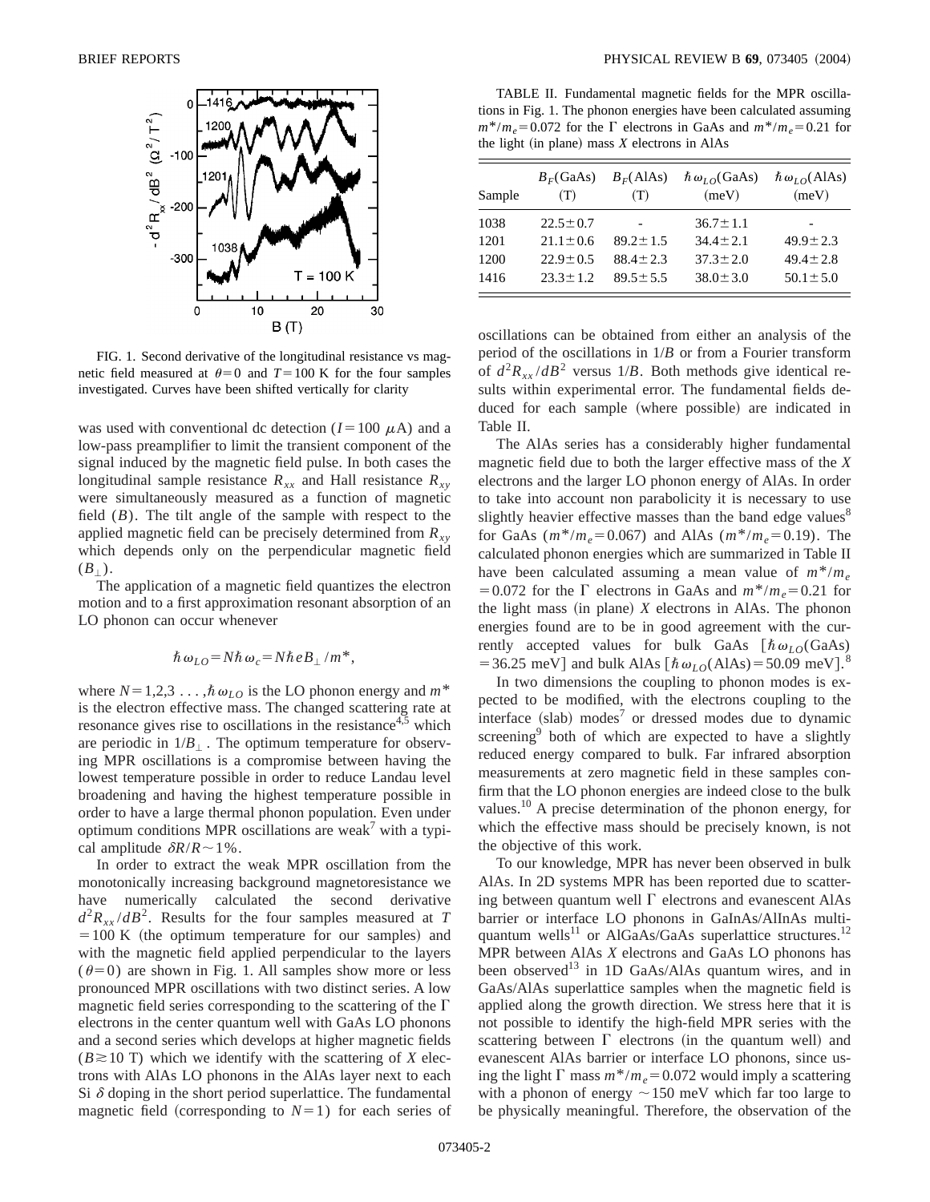FIG. 1. Second derivative of the longitudinal resistance vs magnetic field measured at $\theta=0$ and $T=100$ K for the four samples investigated. Curves have been shifted vertically for clarity

was used with conventional dc detection ($I=100$ $\mu$A) and a low-pass preamplifier to limit the transient component of the signal induced by the magnetic field pulse. In both cases the longitudinal sample resistance $R_{xx}$ and Hall resistance $R_{xy}$ were simultaneously measured as a function of magnetic field ($B$). The tilt angle of the sample with respect to the applied magnetic field can be precisely determined from $R_{xy}$ which depends only on the perpendicular magnetic field ($B_{\perp}$).

The application of a magnetic field quantizes the electron motion and to a first approximation resonant absorption of an LO phonon can occur whenever

$$\hbar\omega_{LO} = N\hbar\omega_c = N\hbar eB_{\perp}/m^*,$$

where $N=1,2,3\ldots$, $\hbar\omega_{LO}$ is the LO phonon energy and $m^*$ is the electron effective mass. The changed scattering rate at resonance gives rise to oscillations in the resistance[4,5] which are periodic in $1/B_{\perp}$. The optimum temperature for observing MPR oscillations is a compromise between having the lowest temperature possible in order to reduce Landau level broadening and having the highest temperature possible in order to have a large thermal phonon population. Even under optimum conditions MPR oscillations are weak[7] with a typical amplitude $\delta R/R \sim 1\%$.

In order to extract the weak MPR oscillation from the monotonically increasing background magnetoresistance we have numerically calculated the second derivative $d^2R_{xx}/dB^2$. Results for the four samples measured at $T=100$ K (the optimum temperature for our samples) and with the magnetic field applied perpendicular to the layers ($\theta=0$) are shown in Fig. 1. All samples show more or less pronounced MPR oscillations with two distinct series. A low magnetic field series corresponding to the scattering of the $\Gamma$ electrons in the center quantum well with GaAs LO phonons and a second series which develops at higher magnetic fields ($B \gtrsim 10$ T) which we identify with the scattering of $X$ electrons with AlAs LO phonons in the AlAs layer next to each Si $\delta$ doping in the short period superlattice. The fundamental magnetic field (corresponding to $N=1$) for each series of oscillations can be obtained from either an analysis of the period of the oscillations in $1/B$ or from a Fourier transform of $d^2R_{xx}/dB^2$ versus $1/B$. Both methods give identical results within experimental error. The fundamental fields deduced for each sample (where possible) are indicated in Table II.

TABLE II. Fundamental magnetic fields for the MPR oscillations in Fig. 1. The phonon energies have been calculated assuming $m^*/m_e=0.072$ for the $\Gamma$ electrons in GaAs and $m^*/m_e=0.21$ for the light (in plane) mass $X$ electrons in AlAs

| Sample | $B_F$(GaAs) (T) | $B_F$(AlAs) (T) | $\hbar\omega_{LO}$(GaAs) (meV) | $\hbar\omega_{LO}$(AlAs) (meV) |
|---|---|---|---|---|
| 1038 | $22.5 \pm 0.7$ | - | $36.7 \pm 1.1$ | - |
| 1201 | $21.1 \pm 0.6$ | $89.2 \pm 1.5$ | $34.4 \pm 2.1$ | $49.9 \pm 2.3$ |
| 1200 | $22.9 \pm 0.5$ | $88.4 \pm 2.3$ | $37.3 \pm 2.0$ | $49.4 \pm 2.8$ |
| 1416 | $23.3 \pm 1.2$ | $89.5 \pm 5.5$ | $38.0 \pm 3.0$ | $50.1 \pm 5.0$ |

The AlAs series has a considerably higher fundamental magnetic field due to both the larger effective mass of the $X$ electrons and the larger LO phonon energy of AlAs. In order to take into account non parabolicity it is necessary to use slightly heavier effective masses than the band edge values[8] for GaAs ($m^*/m_e=0.067$) and AlAs ($m^*/m_e=0.19$). The calculated phonon energies which are summarized in Table II have been calculated assuming a mean value of $m^*/m_e=0.072$ for the $\Gamma$ electrons in GaAs and $m^*/m_e=0.21$ for the light mass (in plane) $X$ electrons in AlAs. The phonon energies found are to be in good agreement with the currently accepted values for bulk GaAs [$\hbar\omega_{LO}$(GaAs) $=36.25$ meV] and bulk AlAs [$\hbar\omega_{LO}$(AlAs)$=50.09$ meV].[8]

In two dimensions the coupling to phonon modes is expected to be modified, with the electrons coupling to the interface (slab) modes[7] or dressed modes due to dynamic screening[9] both of which are expected to have a slightly reduced energy compared to bulk. Far infrared absorption measurements at zero magnetic field in these samples confirm that the LO phonon energies are indeed close to the bulk values.[10] A precise determination of the phonon energy, for which the effective mass should be precisely known, is not the objective of this work.

To our knowledge, MPR has never been observed in bulk AlAs. In 2D systems MPR has been reported due to scattering between quantum well $\Gamma$ electrons and evanescent AlAs barrier or interface LO phonons in GaInAs/AlInAs multiquantum wells[11] or AlGaAs/GaAs superlattice structures.[12] MPR between AlAs $X$ electrons and GaAs LO phonons has been observed[13] in 1D GaAs/AlAs quantum wires, and in GaAs/AlAs superlattice samples when the magnetic field is applied along the growth direction. We stress here that it is not possible to identify the high-field MPR series with the scattering between $\Gamma$ electrons (in the quantum well) and evanescent AlAs barrier or interface LO phonons, since using the light $\Gamma$ mass $m^*/m_e=0.072$ would imply a scattering with a phonon of energy $\sim 150$ meV which far too large to be physically meaningful. Therefore, the observation of the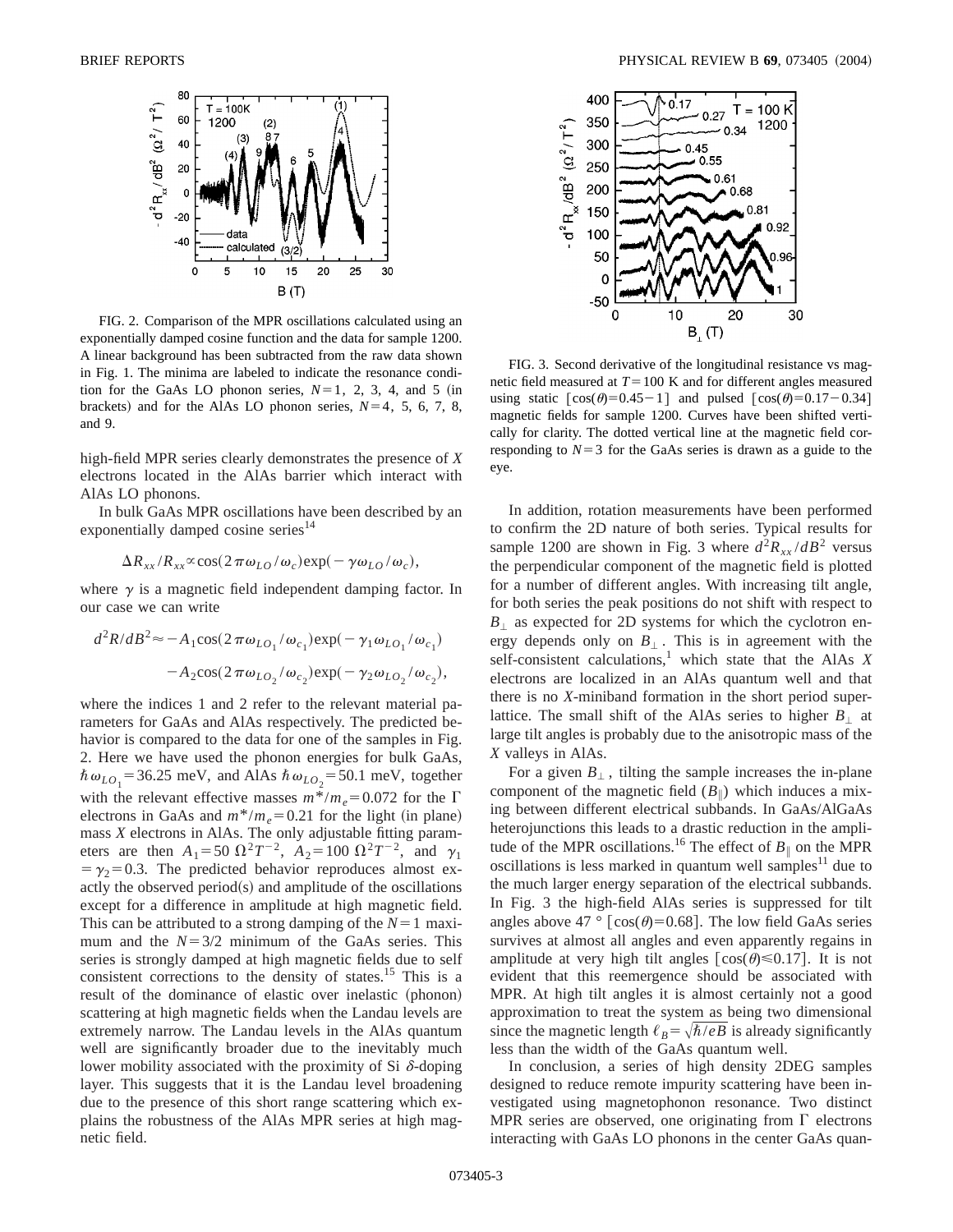FIG. 2. Comparison of the MPR oscillations calculated using an exponentially damped cosine function and the data for sample 1200. A linear background has been subtracted from the raw data shown in Fig. 1. The minima are labeled to indicate the resonance condition for the GaAs LO phonon series, $N=1$, 2, 3, 4, and 5 (in brackets) and for the AlAs LO phonon series, $N=4$, 5, 6, 7, 8, and 9.

FIG. 3. Second derivative of the longitudinal resistance vs magnetic field measured at $T=100$ K and for different angles measured using static $[\cos(\theta)=0.45-1]$ and pulsed $[\cos(\theta)=0.17-0.34]$ magnetic fields for sample 1200. Curves have been shifted vertically for clarity. The dotted vertical line at the magnetic field corresponding to $N=3$ for the GaAs series is drawn as a guide to the eye.

high-field MPR series clearly demonstrates the presence of $X$ electrons located in the AlAs barrier which interact with AlAs LO phonons.

In bulk GaAs MPR oscillations have been described by an exponentially damped cosine series[14]

$$\Delta R_{xx}/R_{xx} \propto \cos(2\pi\omega_{LO}/\omega_c)\exp(-\gamma\omega_{LO}/\omega_c),$$

where $\gamma$ is a magnetic field independent damping factor. In our case we can write

$$d^2R/dB^2 \approx -A_1\cos(2\pi\omega_{LO_1}/\omega_{c_1})\exp(-\gamma_1\omega_{LO_1}/\omega_{c_1}) - A_2\cos(2\pi\omega_{LO_2}/\omega_{c_2})\exp(-\gamma_2\omega_{LO_2}/\omega_{c_2}),$$

where the indices 1 and 2 refer to the relevant material parameters for GaAs and AlAs respectively. The predicted behavior is compared to the data for one of the samples in Fig. 2. Here we have used the phonon energies for bulk GaAs, $\hbar\omega_{LO_1}=36.25$ meV, and AlAs $\hbar\omega_{LO_2}=50.1$ meV, together with the relevant effective masses $m^*/m_e=0.072$ for the $\Gamma$ electrons in GaAs and $m^*/m_e=0.21$ for the light (in plane) mass $X$ electrons in AlAs. The only adjustable fitting parameters are then $A_1=50\ \Omega^2T^{-2}$, $A_2=100\ \Omega^2T^{-2}$, and $\gamma_1=\gamma_2=0.3$. The predicted behavior reproduces almost exactly the observed period(s) and amplitude of the oscillations except for a difference in amplitude at high magnetic field. This can be attributed to a strong damping of the $N=1$ maximum and the $N=3/2$ minimum of the GaAs series. This series is strongly damped at high magnetic fields due to self consistent corrections to the density of states.[15] This is a result of the dominance of elastic over inelastic (phonon) scattering at high magnetic fields when the Landau levels are extremely narrow. The Landau levels in the AlAs quantum well are significantly broader due to the inevitably much lower mobility associated with the proximity of Si $\delta$-doping layer. This suggests that it is the Landau level broadening due to the presence of this short range scattering which explains the robustness of the AlAs MPR series at high magnetic field.

In addition, rotation measurements have been performed to confirm the 2D nature of both series. Typical results for sample 1200 are shown in Fig. 3 where $d^2R_{xx}/dB^2$ versus the perpendicular component of the magnetic field is plotted for a number of different angles. With increasing tilt angle, for both series the peak positions do not shift with respect to $B_{\perp}$ as expected for 2D systems for which the cyclotron energy depends only on $B_{\perp}$. This is in agreement with the self-consistent calculations,[1] which state that the AlAs $X$ electrons are localized in an AlAs quantum well and that there is no $X$-miniband formation in the short period superlattice. The small shift of the AlAs series to higher $B_{\perp}$ at large tilt angles is probably due to the anisotropic mass of the $X$ valleys in AlAs.

For a given $B_{\perp}$, tilting the sample increases the in-plane component of the magnetic field ($B_{\parallel}$) which induces a mixing between different electrical subbands. In GaAs/AlGaAs heterojunctions this leads to a drastic reduction in the amplitude of the MPR oscillations.[16] The effect of $B_{\parallel}$ on the MPR oscillations is less marked in quantum well samples[11] due to the much larger energy separation of the electrical subbands. In Fig. 3 the high-field AlAs series is suppressed for tilt angles above 47° $[\cos(\theta)=0.68]$. The low field GaAs series survives at almost all angles and even apparently regains in amplitude at very high tilt angles $[\cos(\theta)\leq 0.17]$. It is not evident that this reemergence should be associated with MPR. At high tilt angles it is almost certainly not a good approximation to treat the system as being two dimensional since the magnetic length $\ell_B=\sqrt{\hbar/eB}$ is already significantly less than the width of the GaAs quantum well.

In conclusion, a series of high density 2DEG samples designed to reduce remote impurity scattering have been investigated using magnetophonon resonance. Two distinct MPR series are observed, one originating from $\Gamma$ electrons interacting with GaAs LO phonons in the center GaAs quan-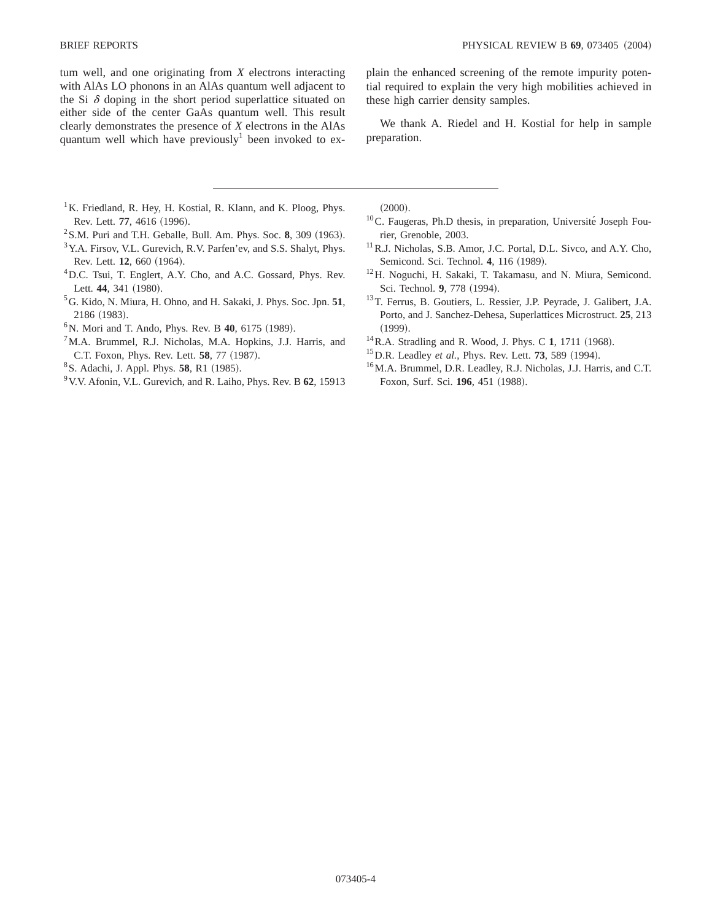tum well, and one originating from *X* electrons interacting with AlAs LO phonons in an AlAs quantum well adjacent to the Si $\delta$ doping in the short period superlattice situated on either side of the center GaAs quantum well. This result clearly demonstrates the presence of *X* electrons in the AlAs quantum well which have previously[1] been invoked to explain the enhanced screening of the remote impurity potential required to explain the very high mobilities achieved in these high carrier density samples.

We thank A. Riedel and H. Kostial for help in sample preparation.

---

[1] K. Friedland, R. Hey, H. Kostial, R. Klann, and K. Ploog, Phys. Rev. Lett. **77**, 4616 (1996).
[2] S.M. Puri and T.H. Geballe, Bull. Am. Phys. Soc. **8**, 309 (1963).
[3] Y.A. Firsov, V.L. Gurevich, R.V. Parfen'ev, and S.S. Shalyt, Phys. Rev. Lett. **12**, 660 (1964).
[4] D.C. Tsui, T. Englert, A.Y. Cho, and A.C. Gossard, Phys. Rev. Lett. **44**, 341 (1980).
[5] G. Kido, N. Miura, H. Ohno, and H. Sakaki, J. Phys. Soc. Jpn. **51**, 2186 (1983).
[6] N. Mori and T. Ando, Phys. Rev. B **40**, 6175 (1989).
[7] M.A. Brummel, R.J. Nicholas, M.A. Hopkins, J.J. Harris, and C.T. Foxon, Phys. Rev. Lett. **58**, 77 (1987).
[8] S. Adachi, J. Appl. Phys. **58**, R1 (1985).
[9] V.V. Afonin, V.L. Gurevich, and R. Laiho, Phys. Rev. B **62**, 15913 (2000).
[10] C. Faugeras, Ph.D thesis, in preparation, Université Joseph Fourier, Grenoble, 2003.
[11] R.J. Nicholas, S.B. Amor, J.C. Portal, D.L. Sivco, and A.Y. Cho, Semicond. Sci. Technol. **4**, 116 (1989).
[12] H. Noguchi, H. Sakaki, T. Takamasu, and N. Miura, Semicond. Sci. Technol. **9**, 778 (1994).
[13] T. Ferrus, B. Goutiers, L. Ressier, J.P. Peyrade, J. Galibert, J.A. Porto, and J. Sanchez-Dehesa, Superlattices Microstruct. **25**, 213 (1999).
[14] R.A. Stradling and R. Wood, J. Phys. C **1**, 1711 (1968).
[15] D.R. Leadley *et al.*, Phys. Rev. Lett. **73**, 589 (1994).
[16] M.A. Brummel, D.R. Leadley, R.J. Nicholas, J.J. Harris, and C.T. Foxon, Surf. Sci. **196**, 451 (1988).